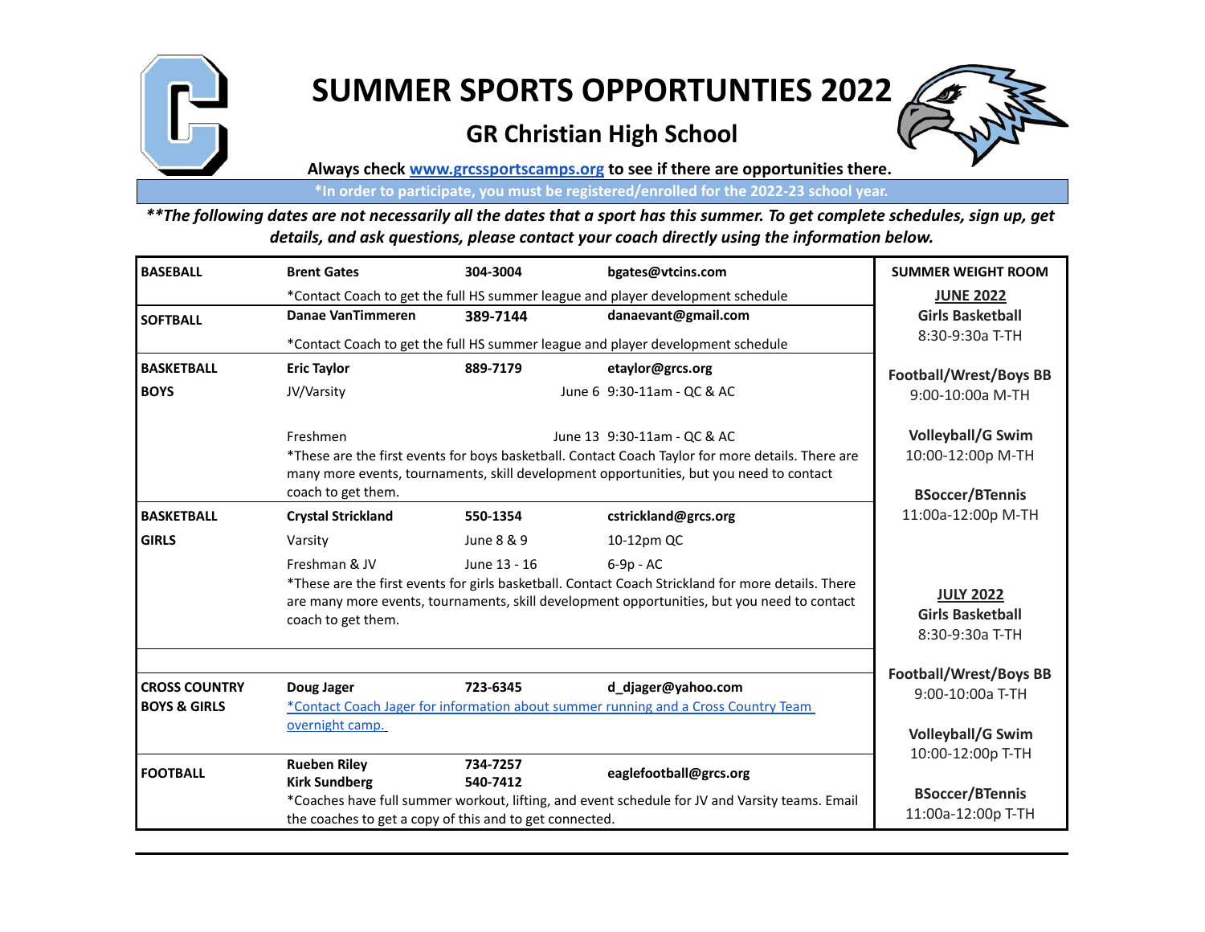# SUMMER SPORTS OPPORTUNTIES 2022

## GR Christian High School

**Always check [www.grcssportscamps.org](http://www.grcssportscamps.org) to see if there are opportunities there.**

**\*In order to participate, you must be registered/enrolled for the 2022-23 school year.**

***\*\*The following dates are not necessarily all the dates that a sport has this summer. To get complete schedules, sign up, get details, and ask questions, please contact your coach directly using the information below.***

| | | | |
|---|---|---|---|
| **BASEBALL** | **Brent Gates** | **304-3004** | **bgates@vtcins.com** |
| | *Contact Coach to get the full HS summer league and player development schedule | | |
| **SOFTBALL** | **Danae VanTimmeren** | **389-7144** | **danaevant@gmail.com** |
| | *Contact Coach to get the full HS summer league and player development schedule | | |
| **BASKETBALL BOYS** | **Eric Taylor** | **889-7179** | **etaylor@grcs.org** |
| | JV/Varsity | June 6 | 9:30-11am - QC & AC |
| | Freshmen | June 13 | 9:30-11am - QC & AC |
| | *These are the first events for boys basketball. Contact Coach Taylor for more details. There are many more events, tournaments, skill development opportunities, but you need to contact coach to get them. | | |
| **BASKETBALL GIRLS** | **Crystal Strickland** | **550-1354** | **cstrickland@grcs.org** |
| | Varsity | June 8 & 9 | 10-12pm QC |
| | Freshman & JV | June 13 - 16 | 6-9p - AC |
| | *These are the first events for girls basketball. Contact Coach Strickland for more details. There are many more events, tournaments, skill development opportunities, but you need to contact coach to get them. | | |
| **CROSS COUNTRY BOYS & GIRLS** | **Doug Jager** | **723-6345** | **d_djager@yahoo.com** |
| | *Contact Coach Jager for information about summer running and a Cross Country Team overnight camp. | | |
| **FOOTBALL** | **Rueben Riley**<br>**Kirk Sundberg** | **734-7257**<br>**540-7412** | **eaglefootball@grcs.org** |
| | *Coaches have full summer workout, lifting, and event schedule for JV and Varsity teams. Email the coaches to get a copy of this and to get connected. | | |

**SUMMER WEIGHT ROOM**

**JUNE 2022**

**Girls Basketball**
8:30-9:30a T-TH

**Football/Wrest/Boys BB**
9:00-10:00a M-TH

**Volleyball/G Swim**
10:00-12:00p M-TH

**BSoccer/BTennis**
11:00a-12:00p M-TH

**JULY 2022**

**Girls Basketball**
8:30-9:30a T-TH

**Football/Wrest/Boys BB**
9:00-10:00a T-TH

**Volleyball/G Swim**
10:00-12:00p T-TH

**BSoccer/BTennis**
11:00a-12:00p T-TH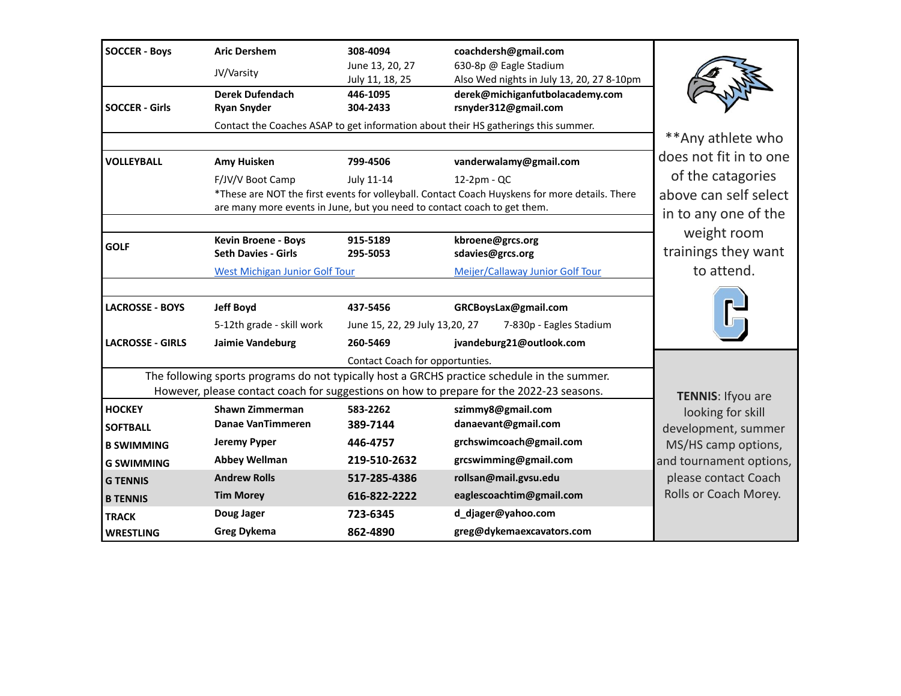| | | | |
|---|---|---|---|
| **SOCCER - Boys** | **Aric Dershem** | **308-4094** | **coachdersh@gmail.com** |
| | JV/Varsity | June 13, 20, 27<br>July 11, 18, 25 | 630-8p @ Eagle Stadium<br>Also Wed nights in July 13, 20, 27 8-10pm |
| **SOCCER - Girls** | **Derek Dufendach**<br>**Ryan Snyder** | **446-1095**<br>**304-2433** | **derek@michiganfutbolacademy.com**<br>**rsnyder312@gmail.com** |
| | Contact the Coaches ASAP to get information about their HS gatherings this summer. | | |
| | | | |
| **VOLLEYBALL** | **Amy Huisken** | **799-4506** | **vanderwalamy@gmail.com** |
| | F/JV/V Boot Camp | July 11-14 | 12-2pm - QC |
| | *These are NOT the first events for volleyball. Contact Coach Huyskens for more details. There are many more events in June, but you need to contact coach to get them. | | |
| | | | |
| **GOLF** | **Kevin Broene - Boys**<br>**Seth Davies - Girls** | **915-5189**<br>**295-5053** | **kbroene@grcs.org**<br>**sdavies@grcs.org** |
| | West Michigan Junior Golf Tour | | Meijer/Callaway Junior Golf Tour |
| | | | |
| **LACROSSE - BOYS** | **Jeff Boyd** | **437-5456** | **GRCBoysLax@gmail.com** |
| | 5-12th grade - skill work | June 15, 22, 29 July 13,20, 27 | 7-830p - Eagles Stadium |
| **LACROSSE - GIRLS** | **Jaimie Vandeburg** | **260-5469** | **jvandeburg21@outlook.com** |
| | | Contact Coach for opportunties. | |
| The following sports programs do not typically host a GRCHS practice schedule in the summer. However, please contact coach for suggestions on how to prepare for the 2022-23 seasons. | | | |
| **HOCKEY** | **Shawn Zimmerman** | **583-2262** | **szimmy8@gmail.com** |
| **SOFTBALL** | **Danae VanTimmeren** | **389-7144** | **danaevant@gmail.com** |
| **B SWIMMING** | **Jeremy Pyper** | **446-4757** | **grchswimcoach@gmail.com** |
| **G SWIMMING** | **Abbey Wellman** | **219-510-2632** | **grcswimming@gmail.com** |
| **G TENNIS** | **Andrew Rolls** | **517-285-4386** | **rollsan@mail.gvsu.edu** |
| **B TENNIS** | **Tim Morey** | **616-822-2222** | **eaglescoachtim@gmail.com** |
| **TRACK** | **Doug Jager** | **723-6345** | **d_djager@yahoo.com** |
| **WRESTLING** | **Greg Dykema** | **862-4890** | **greg@dykemaexcavators.com** |

**Any athlete who does not fit in to one of the catagories above can self select in to any one of the weight room trainings they want to attend.

**TENNIS**: Ifyou are looking for skill development, summer MS/HS camp options, and tournament options, please contact Coach Rolls or Coach Morey.